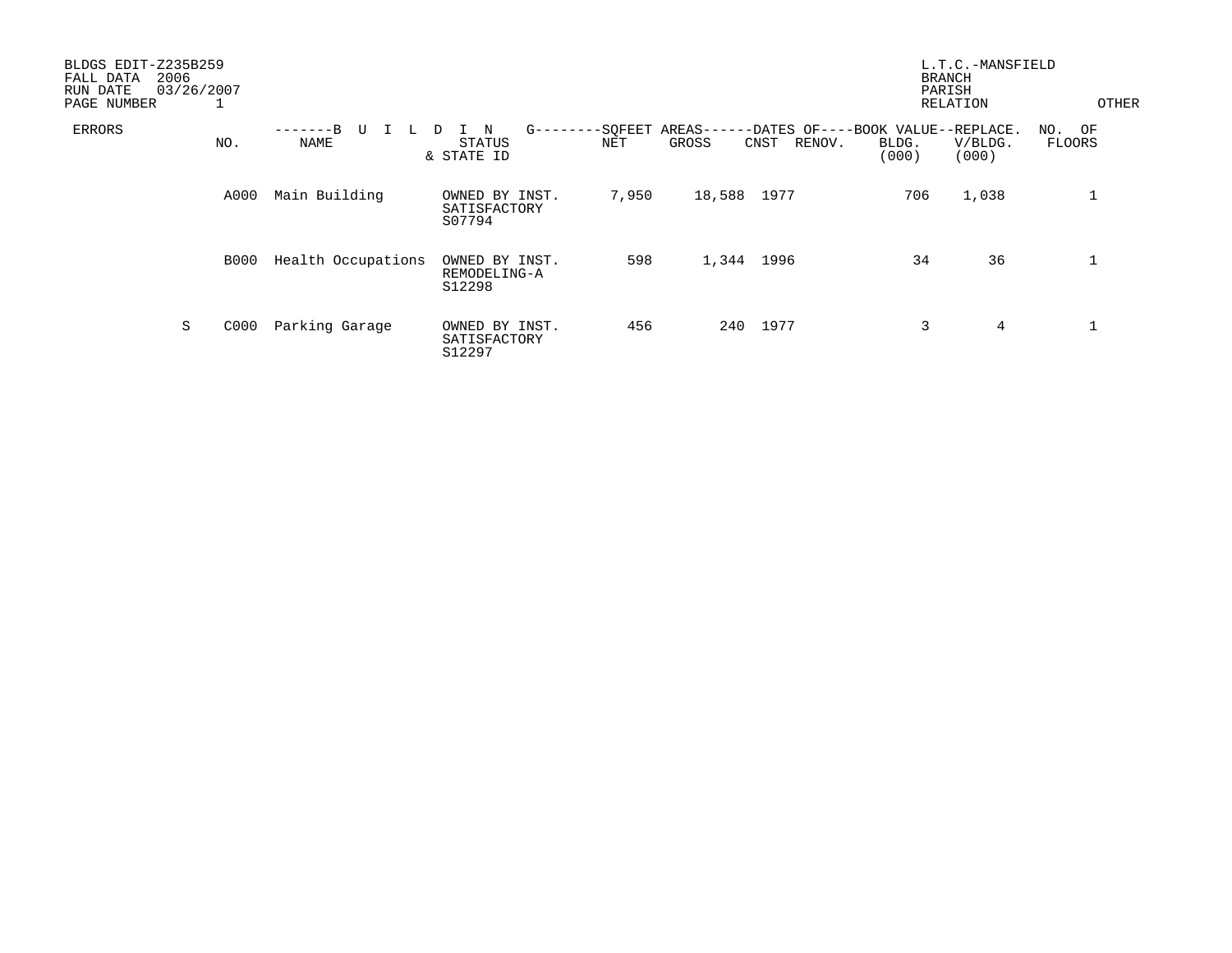BLDGS EDIT-Z235B259
FALL DATA 2006
RUN DATE 03/26/2007
PAGE NUMBER 1

L.T.C.-MANSFIELD
BRANCH
PARISH
RELATION
OTHER

| ERRORS | NO. | NAME | STATUS & STATE ID | NET | GROSS | CNST | RENOV. | BLDG. (000) | V/BLDG. (000) | NO. OF FLOORS |
|---|---|---|---|---|---|---|---|---|---|---|
| | | -------B U I L D I N | G--------SQFEET | AREAS------ | -DATES OF---- | | | BOOK VALUE--REPLACE. | | |
| | A000 | Main Building | OWNED BY INST. SATISFACTORY S07794 | 7,950 | 18,588 | 1977 | | 706 | 1,038 | 1 |
| | B000 | Health Occupations | OWNED BY INST. REMODELING-A S12298 | 598 | 1,344 | 1996 | | 34 | 36 | 1 |
| S | C000 | Parking Garage | OWNED BY INST. SATISFACTORY S12297 | 456 | 240 | 1977 | | 3 | 4 | 1 |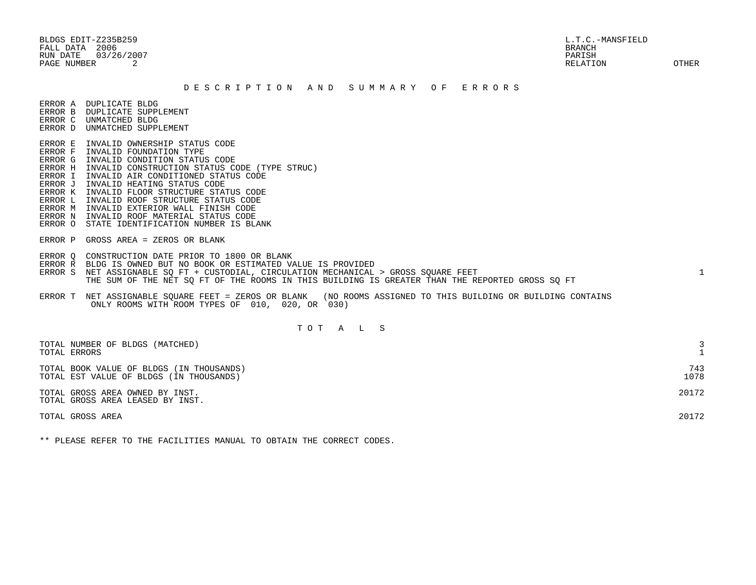BLDGS EDIT-Z235B259
FALL DATA 2006
RUN DATE 03/26/2007
PAGE NUMBER 2

L.T.C.-MANSFIELD
BRANCH
PARISH
RELATION OTHER

## D E S C R I P T I O N A N D S U M M A R Y O F E R R O R S

| | | |
|---|---|---|
| ERROR A | DUPLICATE BLDG | |
| ERROR B | DUPLICATE SUPPLEMENT | |
| ERROR C | UNMATCHED BLDG | |
| ERROR D | UNMATCHED SUPPLEMENT | |
| ERROR E | INVALID OWNERSHIP STATUS CODE | |
| ERROR F | INVALID FOUNDATION TYPE | |
| ERROR G | INVALID CONDITION STATUS CODE | |
| ERROR H | INVALID CONSTRUCTION STATUS CODE (TYPE STRUC) | |
| ERROR I | INVALID AIR CONDITIONED STATUS CODE | |
| ERROR J | INVALID HEATING STATUS CODE | |
| ERROR K | INVALID FLOOR STRUCTURE STATUS CODE | |
| ERROR L | INVALID ROOF STRUCTURE STATUS CODE | |
| ERROR M | INVALID EXTERIOR WALL FINISH CODE | |
| ERROR N | INVALID ROOF MATERIAL STATUS CODE | |
| ERROR O | STATE IDENTIFICATION NUMBER IS BLANK | |
| ERROR P | GROSS AREA = ZEROS OR BLANK | |
| ERROR Q | CONSTRUCTION DATE PRIOR TO 1800 OR BLANK | |
| ERROR R | BLDG IS OWNED BUT NO BOOK OR ESTIMATED VALUE IS PROVIDED | |
| ERROR S | NET ASSIGNABLE SQ FT + CUSTODIAL, CIRCULATION MECHANICAL > GROSS SQUARE FEET<br>THE SUM OF THE NET SQ FT OF THE ROOMS IN THIS BUILDING IS GREATER THAN THE REPORTED GROSS SQ FT | 1 |
| ERROR T | NET ASSIGNABLE SQUARE FEET = ZEROS OR BLANK (NO ROOMS ASSIGNED TO THIS BUILDING OR BUILDING CONTAINS ONLY ROOMS WITH ROOM TYPES OF 010, 020, OR 030) | |

## T O T A L S

| | |
|---|---|
| TOTAL NUMBER OF BLDGS (MATCHED) | 3 |
| TOTAL ERRORS | 1 |
| TOTAL BOOK VALUE OF BLDGS (IN THOUSANDS) | 743 |
| TOTAL EST VALUE OF BLDGS (IN THOUSANDS) | 1078 |
| TOTAL GROSS AREA OWNED BY INST. | 20172 |
| TOTAL GROSS AREA LEASED BY INST. | |
| TOTAL GROSS AREA | 20172 |

** PLEASE REFER TO THE FACILITIES MANUAL TO OBTAIN THE CORRECT CODES.